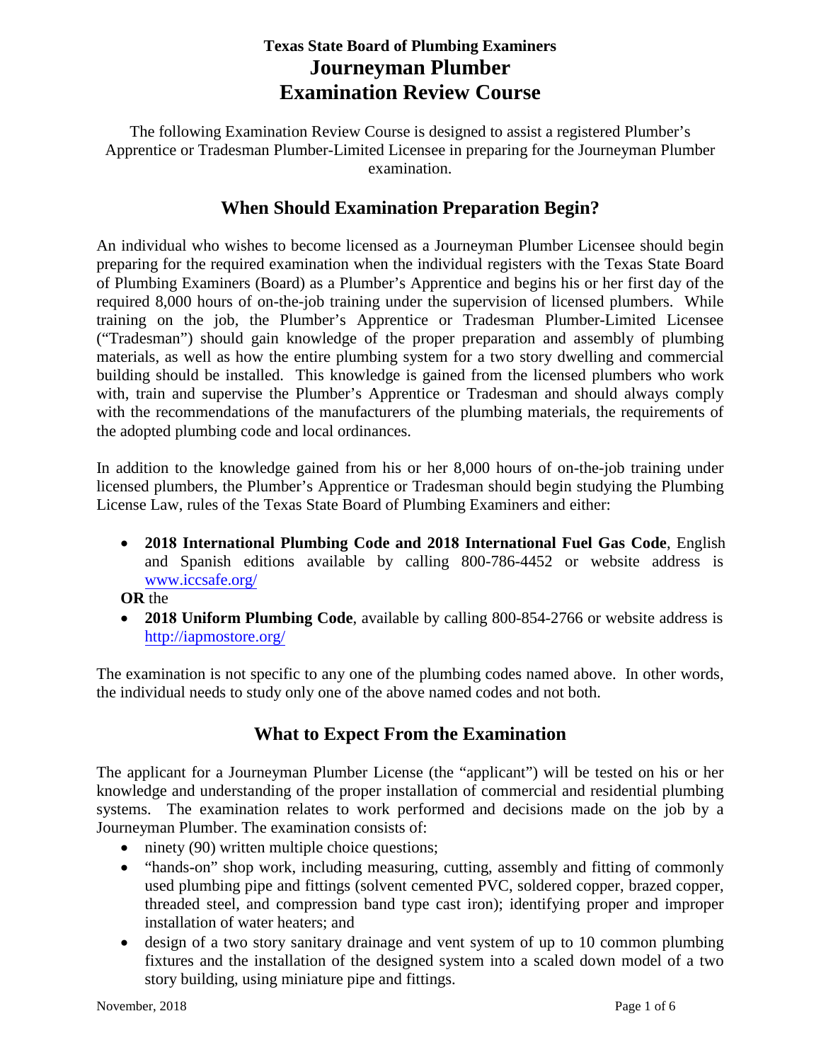# Texas State Board of Plumbing Examiners
# Journeyman Plumber
# Examination Review Course

The following Examination Review Course is designed to assist a registered Plumber's Apprentice or Tradesman Plumber-Limited Licensee in preparing for the Journeyman Plumber examination.

## When Should Examination Preparation Begin?

An individual who wishes to become licensed as a Journeyman Plumber Licensee should begin preparing for the required examination when the individual registers with the Texas State Board of Plumbing Examiners (Board) as a Plumber's Apprentice and begins his or her first day of the required 8,000 hours of on-the-job training under the supervision of licensed plumbers. While training on the job, the Plumber's Apprentice or Tradesman Plumber-Limited Licensee ("Tradesman") should gain knowledge of the proper preparation and assembly of plumbing materials, as well as how the entire plumbing system for a two story dwelling and commercial building should be installed. This knowledge is gained from the licensed plumbers who work with, train and supervise the Plumber's Apprentice or Tradesman and should always comply with the recommendations of the manufacturers of the plumbing materials, the requirements of the adopted plumbing code and local ordinances.

In addition to the knowledge gained from his or her 8,000 hours of on-the-job training under licensed plumbers, the Plumber's Apprentice or Tradesman should begin studying the Plumbing License Law, rules of the Texas State Board of Plumbing Examiners and either:

- **2018 International Plumbing Code and 2018 International Fuel Gas Code**, English and Spanish editions available by calling 800-786-4452 or website address is [www.iccsafe.org/](www.iccsafe.org/)

**OR** the

- **2018 Uniform Plumbing Code**, available by calling 800-854-2766 or website address is [http://iapmostore.org/](http://iapmostore.org/)

The examination is not specific to any one of the plumbing codes named above. In other words, the individual needs to study only one of the above named codes and not both.

## What to Expect From the Examination

The applicant for a Journeyman Plumber License (the "applicant") will be tested on his or her knowledge and understanding of the proper installation of commercial and residential plumbing systems. The examination relates to work performed and decisions made on the job by a Journeyman Plumber. The examination consists of:

- ninety (90) written multiple choice questions;
- "hands-on" shop work, including measuring, cutting, assembly and fitting of commonly used plumbing pipe and fittings (solvent cemented PVC, soldered copper, brazed copper, threaded steel, and compression band type cast iron); identifying proper and improper installation of water heaters; and
- design of a two story sanitary drainage and vent system of up to 10 common plumbing fixtures and the installation of the designed system into a scaled down model of a two story building, using miniature pipe and fittings.

November, 2018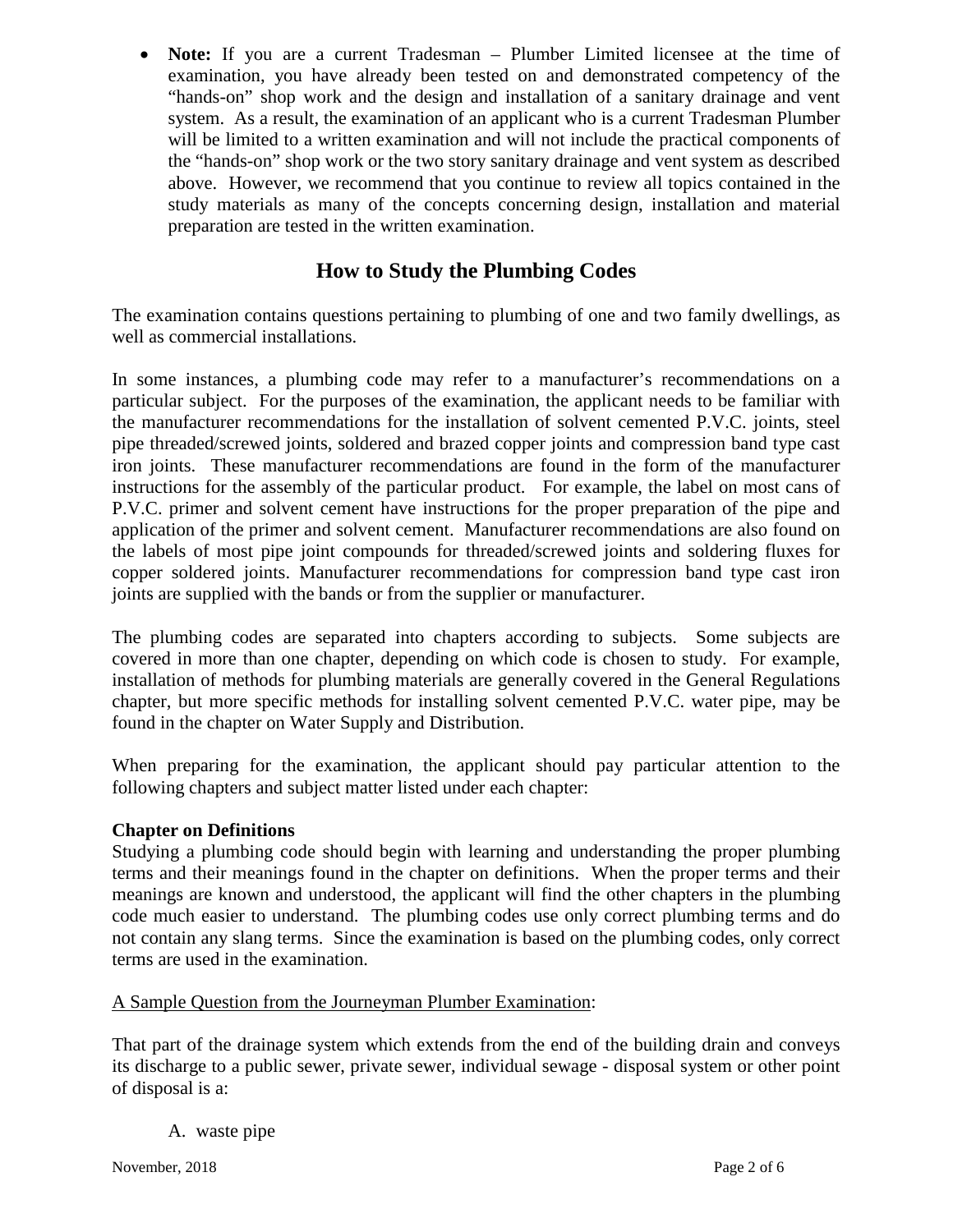- **Note:** If you are a current Tradesman – Plumber Limited licensee at the time of examination, you have already been tested on and demonstrated competency of the "hands-on" shop work and the design and installation of a sanitary drainage and vent system. As a result, the examination of an applicant who is a current Tradesman Plumber will be limited to a written examination and will not include the practical components of the "hands-on" shop work or the two story sanitary drainage and vent system as described above. However, we recommend that you continue to review all topics contained in the study materials as many of the concepts concerning design, installation and material preparation are tested in the written examination.

## How to Study the Plumbing Codes

The examination contains questions pertaining to plumbing of one and two family dwellings, as well as commercial installations.

In some instances, a plumbing code may refer to a manufacturer's recommendations on a particular subject. For the purposes of the examination, the applicant needs to be familiar with the manufacturer recommendations for the installation of solvent cemented P.V.C. joints, steel pipe threaded/screwed joints, soldered and brazed copper joints and compression band type cast iron joints. These manufacturer recommendations are found in the form of the manufacturer instructions for the assembly of the particular product. For example, the label on most cans of P.V.C. primer and solvent cement have instructions for the proper preparation of the pipe and application of the primer and solvent cement. Manufacturer recommendations are also found on the labels of most pipe joint compounds for threaded/screwed joints and soldering fluxes for copper soldered joints. Manufacturer recommendations for compression band type cast iron joints are supplied with the bands or from the supplier or manufacturer.

The plumbing codes are separated into chapters according to subjects. Some subjects are covered in more than one chapter, depending on which code is chosen to study. For example, installation of methods for plumbing materials are generally covered in the General Regulations chapter, but more specific methods for installing solvent cemented P.V.C. water pipe, may be found in the chapter on Water Supply and Distribution.

When preparing for the examination, the applicant should pay particular attention to the following chapters and subject matter listed under each chapter:

**Chapter on Definitions**
Studying a plumbing code should begin with learning and understanding the proper plumbing terms and their meanings found in the chapter on definitions. When the proper terms and their meanings are known and understood, the applicant will find the other chapters in the plumbing code much easier to understand. The plumbing codes use only correct plumbing terms and do not contain any slang terms. Since the examination is based on the plumbing codes, only correct terms are used in the examination.

<u>A Sample Question from the Journeyman Plumber Examination</u>:

That part of the drainage system which extends from the end of the building drain and conveys its discharge to a public sewer, private sewer, individual sewage - disposal system or other point of disposal is a:

A. waste pipe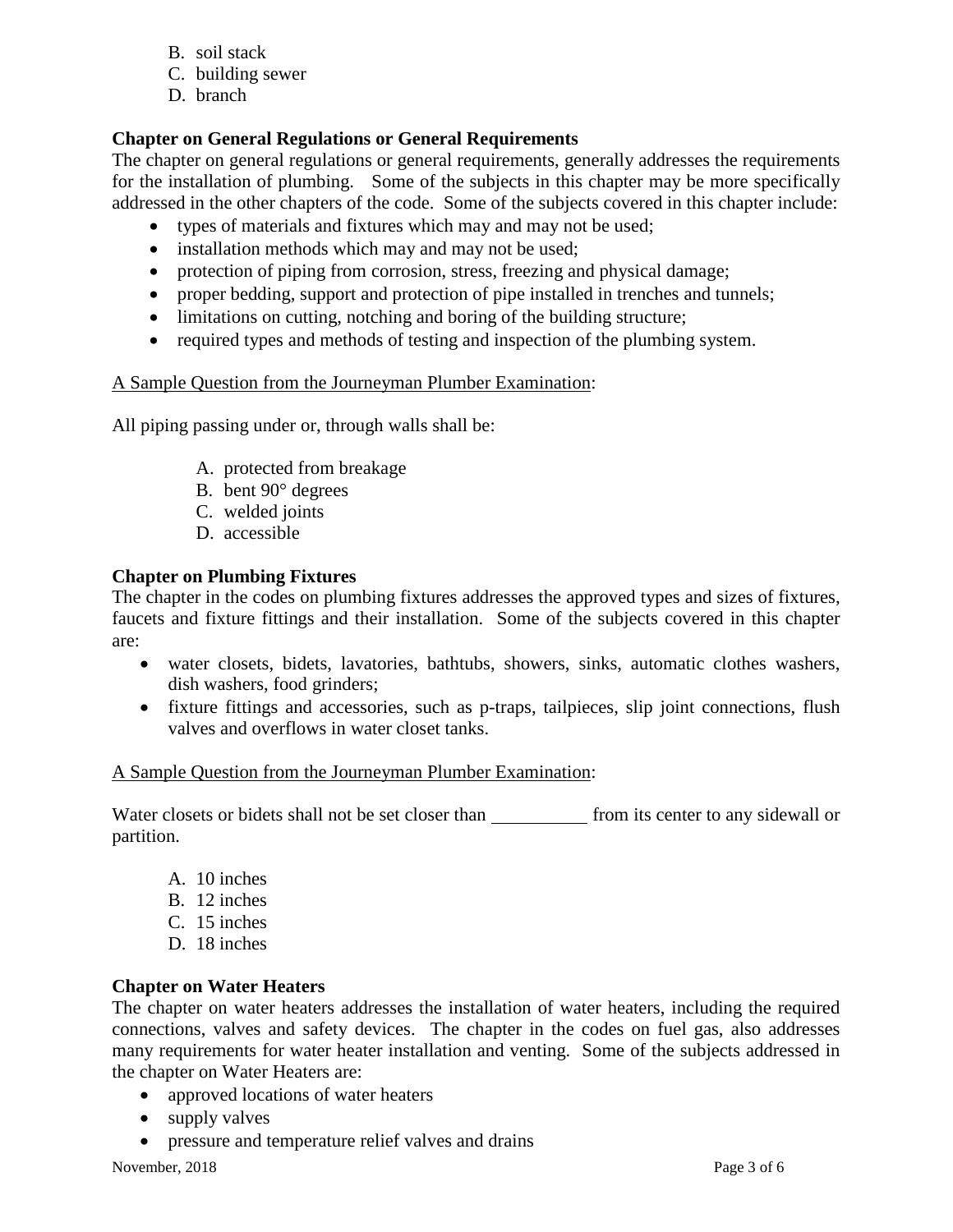B. soil stack
C. building sewer
D. branch

**Chapter on General Regulations or General Requirements**

The chapter on general regulations or general requirements, generally addresses the requirements for the installation of plumbing. Some of the subjects in this chapter may be more specifically addressed in the other chapters of the code. Some of the subjects covered in this chapter include:

- types of materials and fixtures which may and may not be used;
- installation methods which may and may not be used;
- protection of piping from corrosion, stress, freezing and physical damage;
- proper bedding, support and protection of pipe installed in trenches and tunnels;
- limitations on cutting, notching and boring of the building structure;
- required types and methods of testing and inspection of the plumbing system.

<u>A Sample Question from the Journeyman Plumber Examination</u>:

All piping passing under or, through walls shall be:

A. protected from breakage
B. bent 90° degrees
C. welded joints
D. accessible

**Chapter on Plumbing Fixtures**

The chapter in the codes on plumbing fixtures addresses the approved types and sizes of fixtures, faucets and fixture fittings and their installation. Some of the subjects covered in this chapter are:

- water closets, bidets, lavatories, bathtubs, showers, sinks, automatic clothes washers, dish washers, food grinders;
- fixture fittings and accessories, such as p-traps, tailpieces, slip joint connections, flush valves and overflows in water closet tanks.

<u>A Sample Question from the Journeyman Plumber Examination</u>:

Water closets or bidets shall not be set closer than __________ from its center to any sidewall or partition.

A. 10 inches
B. 12 inches
C. 15 inches
D. 18 inches

**Chapter on Water Heaters**

The chapter on water heaters addresses the installation of water heaters, including the required connections, valves and safety devices. The chapter in the codes on fuel gas, also addresses many requirements for water heater installation and venting. Some of the subjects addressed in the chapter on Water Heaters are:

- approved locations of water heaters
- supply valves
- pressure and temperature relief valves and drains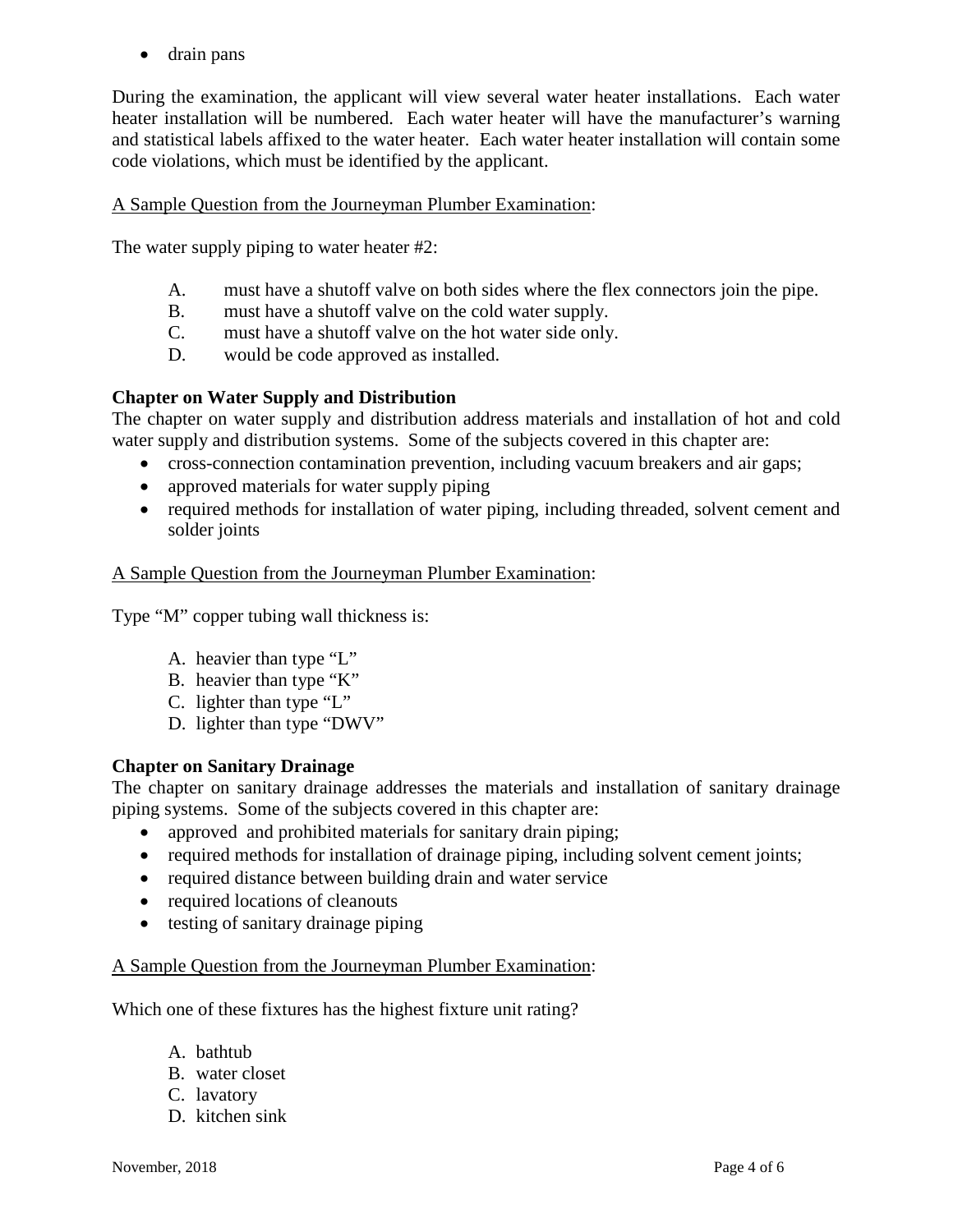- drain pans

During the examination, the applicant will view several water heater installations. Each water heater installation will be numbered. Each water heater will have the manufacturer's warning and statistical labels affixed to the water heater. Each water heater installation will contain some code violations, which must be identified by the applicant.

A Sample Question from the Journeyman Plumber Examination:

The water supply piping to water heater #2:

A. must have a shutoff valve on both sides where the flex connectors join the pipe.
B. must have a shutoff valve on the cold water supply.
C. must have a shutoff valve on the hot water side only.
D. would be code approved as installed.

**Chapter on Water Supply and Distribution**

The chapter on water supply and distribution address materials and installation of hot and cold water supply and distribution systems. Some of the subjects covered in this chapter are:

- cross-connection contamination prevention, including vacuum breakers and air gaps;
- approved materials for water supply piping
- required methods for installation of water piping, including threaded, solvent cement and solder joints

A Sample Question from the Journeyman Plumber Examination:

Type "M" copper tubing wall thickness is:

A. heavier than type "L"
B. heavier than type "K"
C. lighter than type "L"
D. lighter than type "DWV"

**Chapter on Sanitary Drainage**

The chapter on sanitary drainage addresses the materials and installation of sanitary drainage piping systems. Some of the subjects covered in this chapter are:

- approved and prohibited materials for sanitary drain piping;
- required methods for installation of drainage piping, including solvent cement joints;
- required distance between building drain and water service
- required locations of cleanouts
- testing of sanitary drainage piping

A Sample Question from the Journeyman Plumber Examination:

Which one of these fixtures has the highest fixture unit rating?

A. bathtub
B. water closet
C. lavatory
D. kitchen sink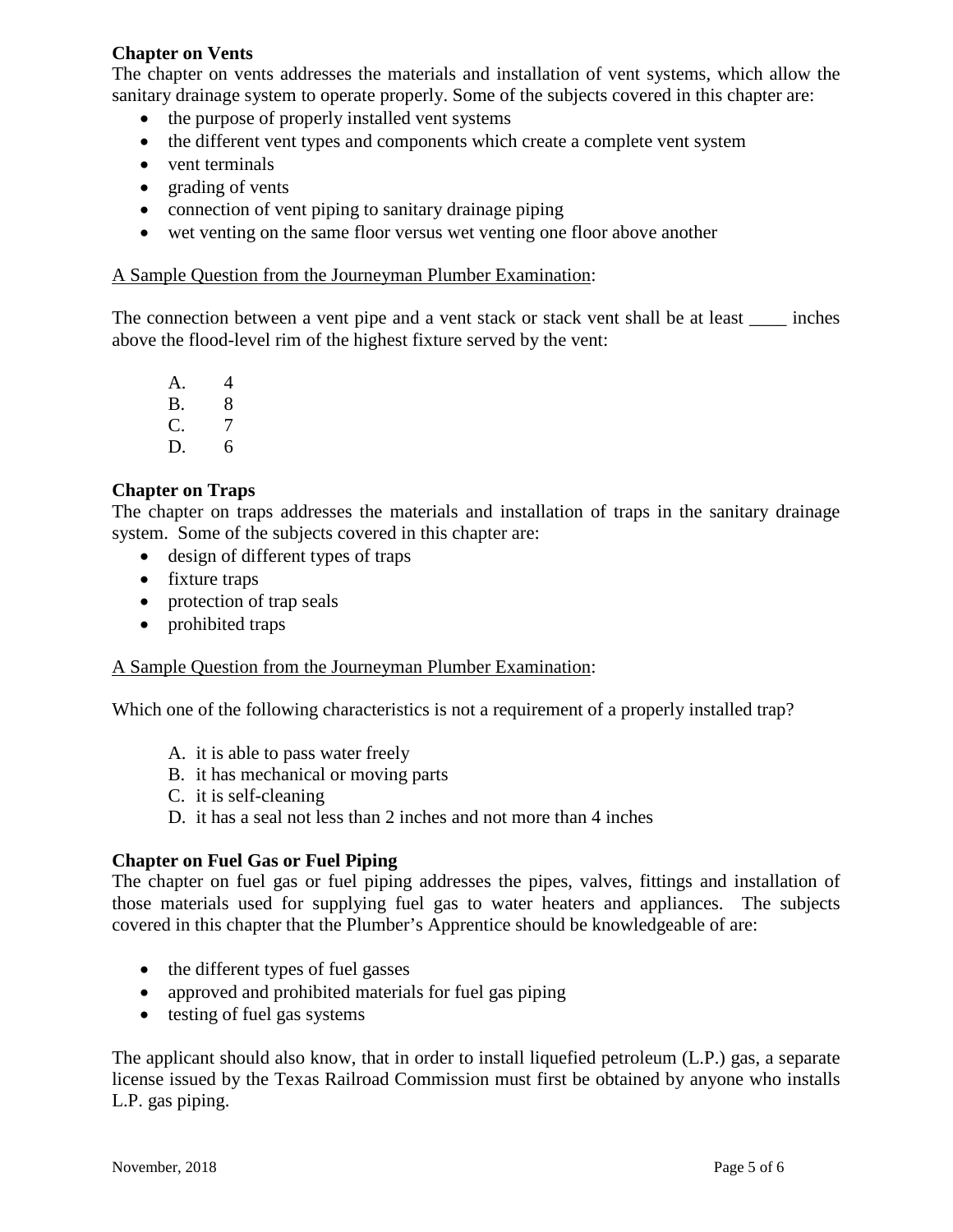**Chapter on Vents**

The chapter on vents addresses the materials and installation of vent systems, which allow the sanitary drainage system to operate properly. Some of the subjects covered in this chapter are:

- the purpose of properly installed vent systems
- the different vent types and components which create a complete vent system
- vent terminals
- grading of vents
- connection of vent piping to sanitary drainage piping
- wet venting on the same floor versus wet venting one floor above another

<u>A Sample Question from the Journeyman Plumber Examination</u>:

The connection between a vent pipe and a vent stack or stack vent shall be at least ____ inches above the flood-level rim of the highest fixture served by the vent:

A. 4
B. 8
C. 7
D. 6

**Chapter on Traps**

The chapter on traps addresses the materials and installation of traps in the sanitary drainage system. Some of the subjects covered in this chapter are:

- design of different types of traps
- fixture traps
- protection of trap seals
- prohibited traps

<u>A Sample Question from the Journeyman Plumber Examination</u>:

Which one of the following characteristics is not a requirement of a properly installed trap?

A. it is able to pass water freely
B. it has mechanical or moving parts
C. it is self-cleaning
D. it has a seal not less than 2 inches and not more than 4 inches

**Chapter on Fuel Gas or Fuel Piping**

The chapter on fuel gas or fuel piping addresses the pipes, valves, fittings and installation of those materials used for supplying fuel gas to water heaters and appliances. The subjects covered in this chapter that the Plumber's Apprentice should be knowledgeable of are:

- the different types of fuel gasses
- approved and prohibited materials for fuel gas piping
- testing of fuel gas systems

The applicant should also know, that in order to install liquefied petroleum (L.P.) gas, a separate license issued by the Texas Railroad Commission must first be obtained by anyone who installs L.P. gas piping.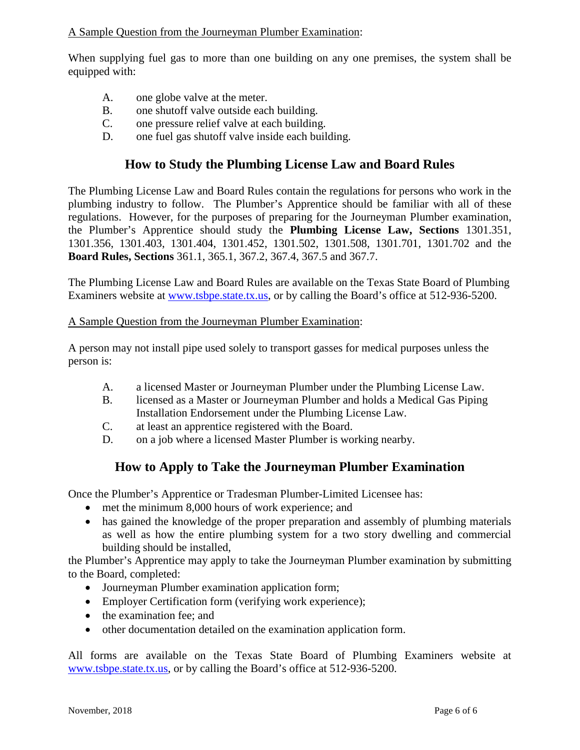A Sample Question from the Journeyman Plumber Examination:

When supplying fuel gas to more than one building on any one premises, the system shall be equipped with:

A. one globe valve at the meter.
B. one shutoff valve outside each building.
C. one pressure relief valve at each building.
D. one fuel gas shutoff valve inside each building.

## How to Study the Plumbing License Law and Board Rules

The Plumbing License Law and Board Rules contain the regulations for persons who work in the plumbing industry to follow. The Plumber's Apprentice should be familiar with all of these regulations. However, for the purposes of preparing for the Journeyman Plumber examination, the Plumber's Apprentice should study the **Plumbing License Law, Sections** 1301.351, 1301.356, 1301.403, 1301.404, 1301.452, 1301.502, 1301.508, 1301.701, 1301.702 and the **Board Rules, Sections** 361.1, 365.1, 367.2, 367.4, 367.5 and 367.7.

The Plumbing License Law and Board Rules are available on the Texas State Board of Plumbing Examiners website at www.tsbpe.state.tx.us, or by calling the Board's office at 512-936-5200.

A Sample Question from the Journeyman Plumber Examination:

A person may not install pipe used solely to transport gasses for medical purposes unless the person is:

A. a licensed Master or Journeyman Plumber under the Plumbing License Law.
B. licensed as a Master or Journeyman Plumber and holds a Medical Gas Piping Installation Endorsement under the Plumbing License Law.
C. at least an apprentice registered with the Board.
D. on a job where a licensed Master Plumber is working nearby.

## How to Apply to Take the Journeyman Plumber Examination

Once the Plumber's Apprentice or Tradesman Plumber-Limited Licensee has:

- met the minimum 8,000 hours of work experience; and
- has gained the knowledge of the proper preparation and assembly of plumbing materials as well as how the entire plumbing system for a two story dwelling and commercial building should be installed,

the Plumber's Apprentice may apply to take the Journeyman Plumber examination by submitting to the Board, completed:

- Journeyman Plumber examination application form;
- Employer Certification form (verifying work experience);
- the examination fee; and
- other documentation detailed on the examination application form.

All forms are available on the Texas State Board of Plumbing Examiners website at www.tsbpe.state.tx.us, or by calling the Board's office at 512-936-5200.

November, 2018